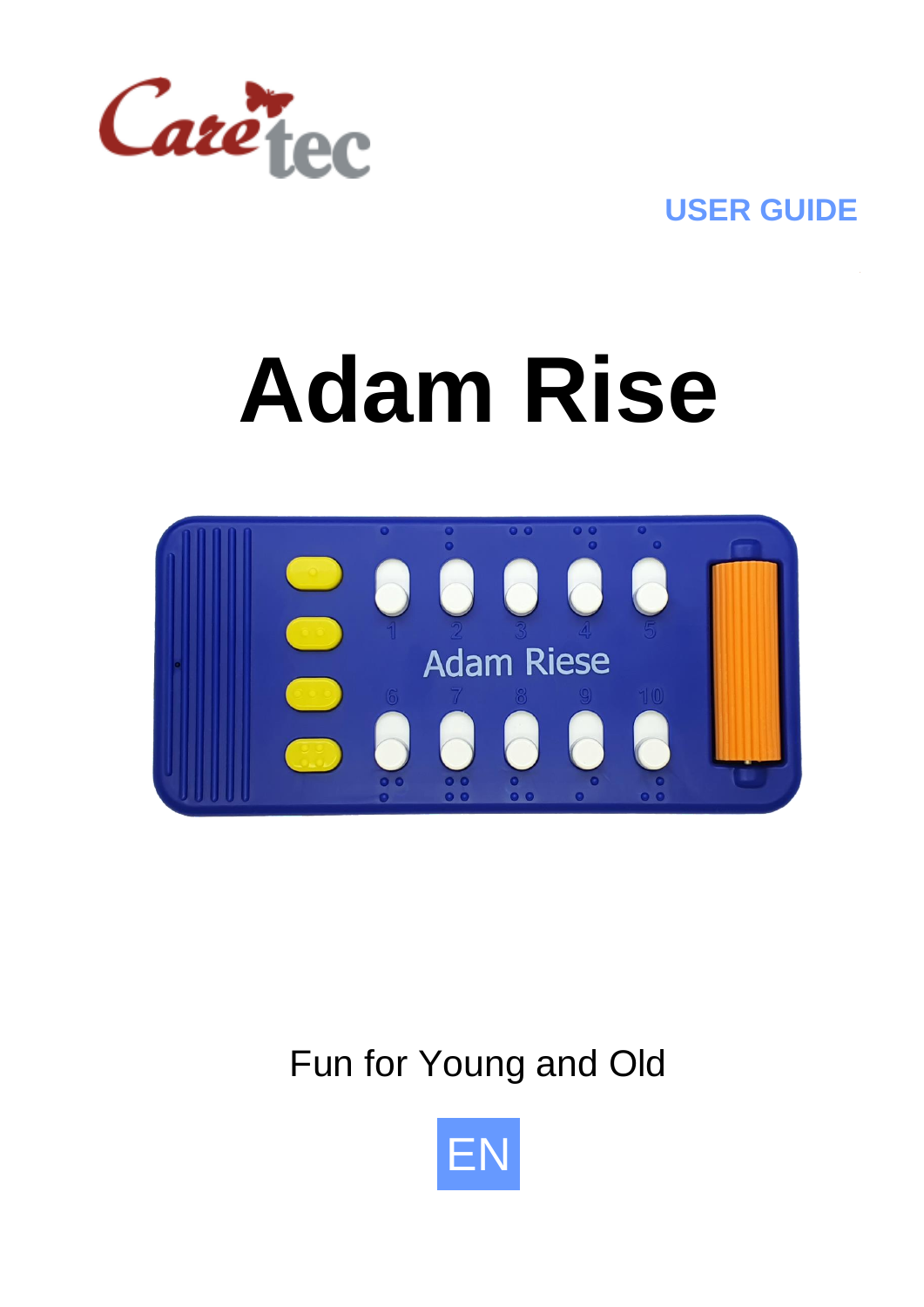USER GUIDE

# Adam Rise

Fun for Young and Old

EN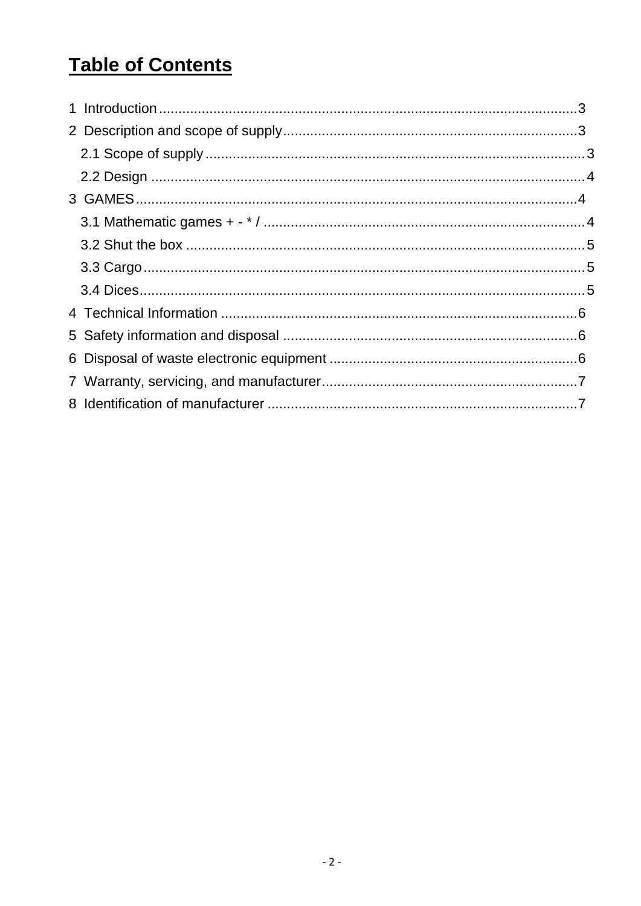# Table of Contents

1 Introduction .......... 3
2 Description and scope of supply .......... 3
  2.1 Scope of supply .......... 3
  2.2 Design .......... 4
3 GAMES .......... 4
  3.1 Mathematic games + - * / .......... 4
  3.2 Shut the box .......... 5
  3.3 Cargo .......... 5
  3.4 Dices .......... 5
4 Technical Information .......... 6
5 Safety information and disposal .......... 6
6 Disposal of waste electronic equipment .......... 6
7 Warranty, servicing, and manufacturer .......... 7
8 Identification of manufacturer .......... 7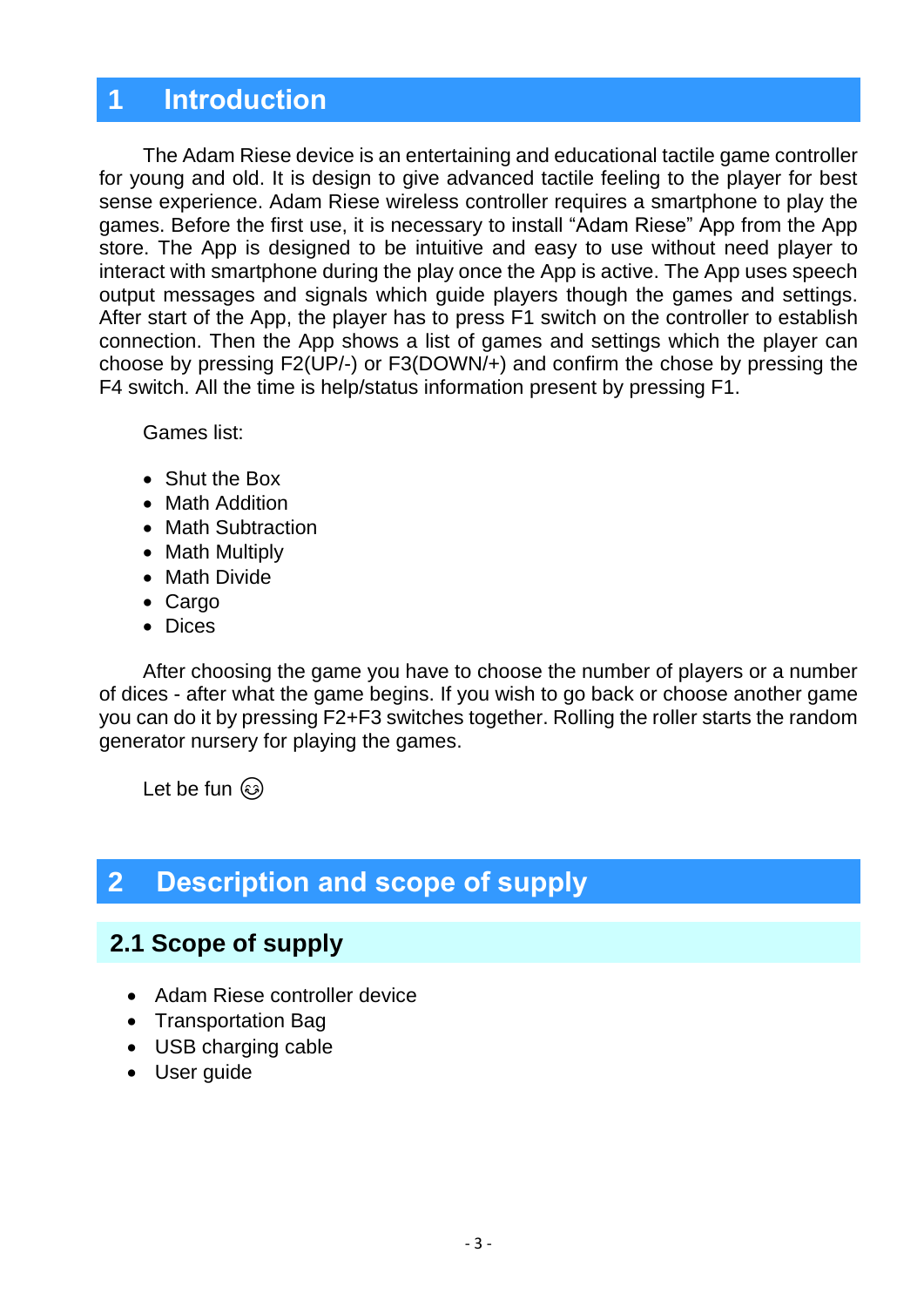# 1 Introduction

The Adam Riese device is an entertaining and educational tactile game controller for young and old. It is design to give advanced tactile feeling to the player for best sense experience. Adam Riese wireless controller requires a smartphone to play the games. Before the first use, it is necessary to install “Adam Riese” App from the App store. The App is designed to be intuitive and easy to use without need player to interact with smartphone during the play once the App is active. The App uses speech output messages and signals which guide players though the games and settings. After start of the App, the player has to press F1 switch on the controller to establish connection. Then the App shows a list of games and settings which the player can choose by pressing F2(UP/-) or F3(DOWN/+) and confirm the chose by pressing the F4 switch. All the time is help/status information present by pressing F1.

Games list:

- Shut the Box
- Math Addition
- Math Subtraction
- Math Multiply
- Math Divide
- Cargo
- Dices

After choosing the game you have to choose the number of players or a number of dices - after what the game begins. If you wish to go back or choose another game you can do it by pressing F2+F3 switches together. Rolling the roller starts the random generator nursery for playing the games.

Let be fun 😉

# 2 Description and scope of supply

## 2.1 Scope of supply

- Adam Riese controller device
- Transportation Bag
- USB charging cable
- User guide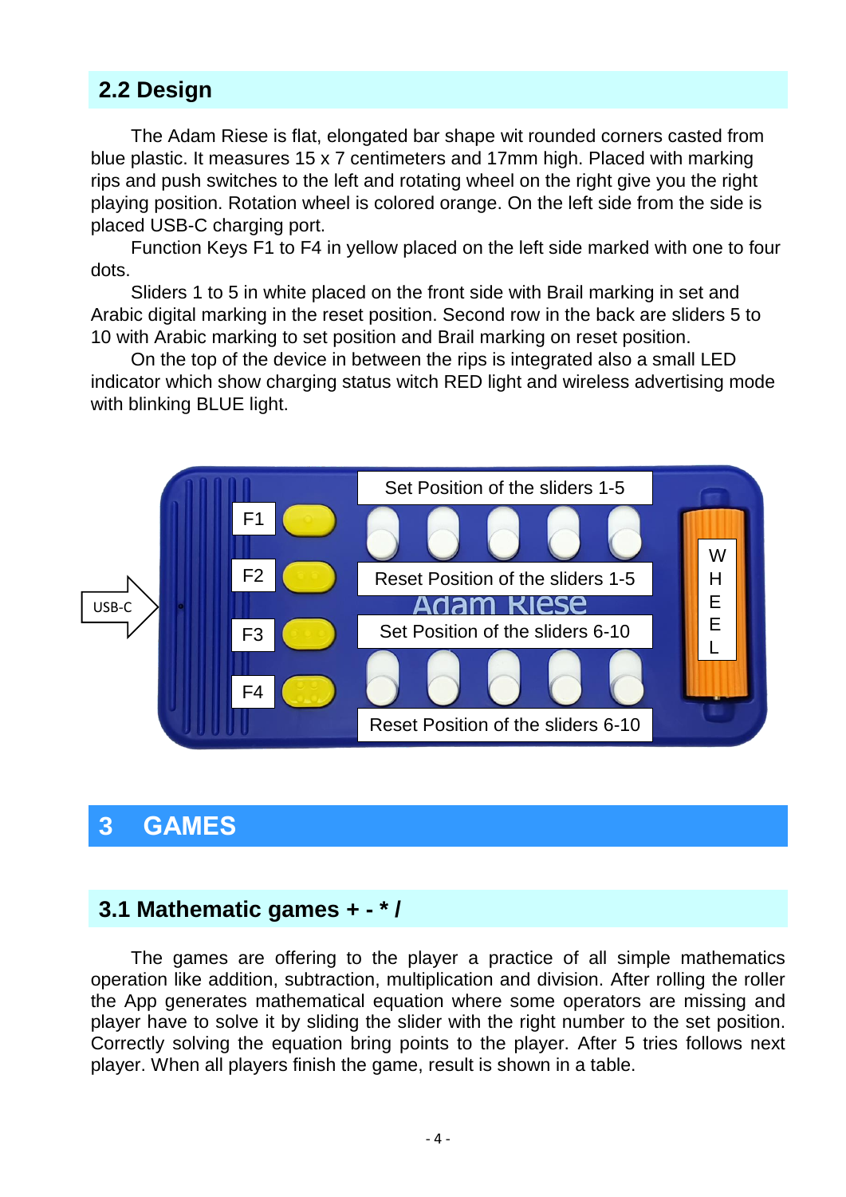## 2.2 Design

The Adam Riese is flat, elongated bar shape wit rounded corners casted from blue plastic. It measures 15 x 7 centimeters and 17mm high. Placed with marking rips and push switches to the left and rotating wheel on the right give you the right playing position. Rotation wheel is colored orange. On the left side from the side is placed USB-C charging port.

Function Keys F1 to F4 in yellow placed on the left side marked with one to four dots.

Sliders 1 to 5 in white placed on the front side with Brail marking in set and Arabic digital marking in the reset position. Second row in the back are sliders 5 to 10 with Arabic marking to set position and Brail marking on reset position.

On the top of the device in between the rips is integrated also a small LED indicator which show charging status witch RED light and wireless advertising mode with blinking BLUE light.

USB-C

F1

F2

F3

F4

Set Position of the sliders 1-5

Reset Position of the sliders 1-5

Set Position of the sliders 6-10

Reset Position of the sliders 6-10

WHEEL

# 3 GAMES

## 3.1 Mathematic games + - * /

The games are offering to the player a practice of all simple mathematics operation like addition, subtraction, multiplication and division. After rolling the roller the App generates mathematical equation where some operators are missing and player have to solve it by sliding the slider with the right number to the set position. Correctly solving the equation bring points to the player. After 5 tries follows next player. When all players finish the game, result is shown in a table.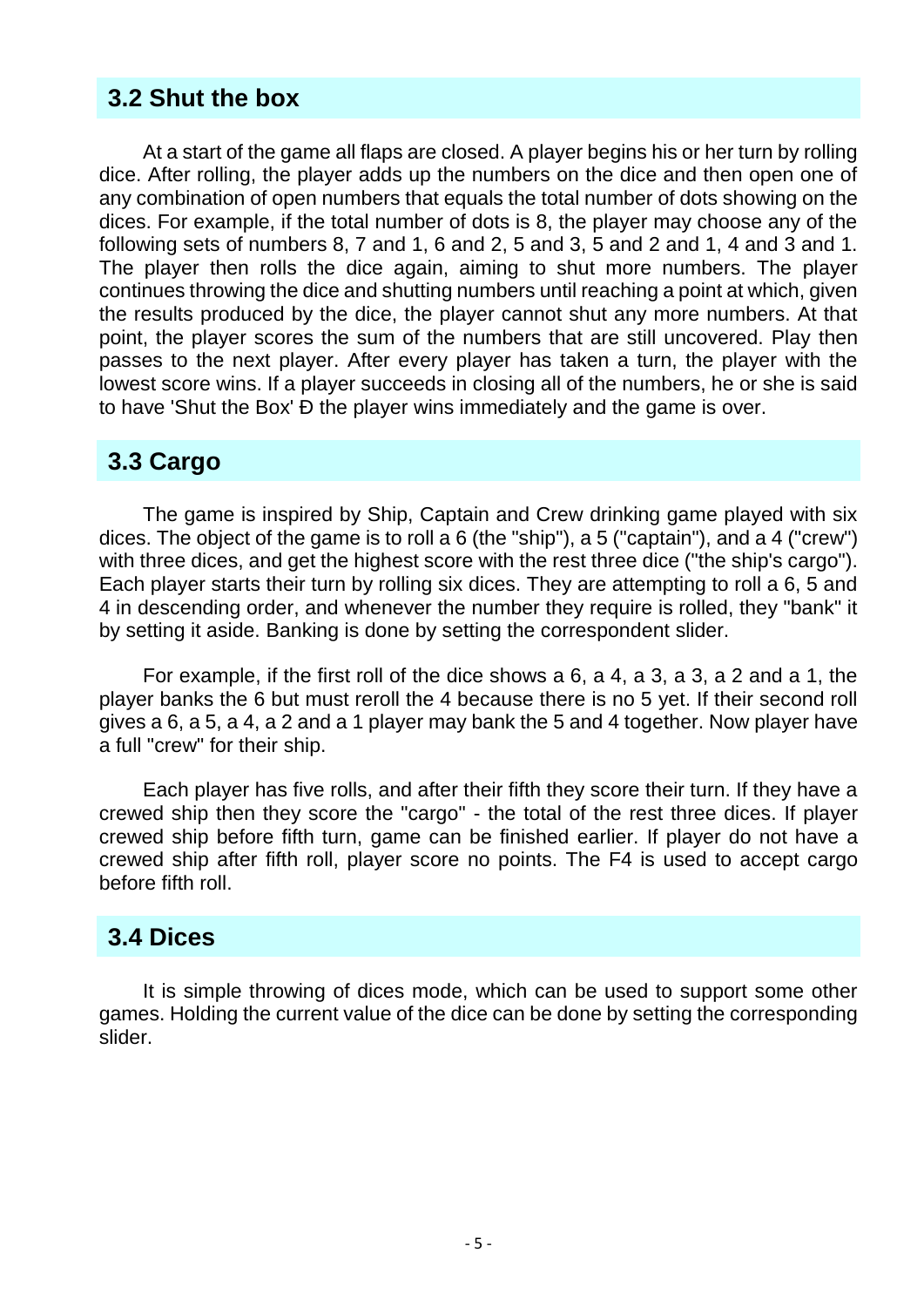## 3.2 Shut the box

At a start of the game all flaps are closed. A player begins his or her turn by rolling dice. After rolling, the player adds up the numbers on the dice and then open one of any combination of open numbers that equals the total number of dots showing on the dices. For example, if the total number of dots is 8, the player may choose any of the following sets of numbers 8, 7 and 1, 6 and 2, 5 and 3, 5 and 2 and 1, 4 and 3 and 1. The player then rolls the dice again, aiming to shut more numbers. The player continues throwing the dice and shutting numbers until reaching a point at which, given the results produced by the dice, the player cannot shut any more numbers. At that point, the player scores the sum of the numbers that are still uncovered. Play then passes to the next player. After every player has taken a turn, the player with the lowest score wins. If a player succeeds in closing all of the numbers, he or she is said to have 'Shut the Box' Đ the player wins immediately and the game is over.

## 3.3 Cargo

The game is inspired by Ship, Captain and Crew drinking game played with six dices. The object of the game is to roll a 6 (the "ship"), a 5 ("captain"), and a 4 ("crew") with three dices, and get the highest score with the rest three dice ("the ship's cargo"). Each player starts their turn by rolling six dices. They are attempting to roll a 6, 5 and 4 in descending order, and whenever the number they require is rolled, they "bank" it by setting it aside. Banking is done by setting the correspondent slider.

For example, if the first roll of the dice shows a 6, a 4, a 3, a 3, a 2 and a 1, the player banks the 6 but must reroll the 4 because there is no 5 yet. If their second roll gives a 6, a 5, a 4, a 2 and a 1 player may bank the 5 and 4 together. Now player have a full "crew" for their ship.

Each player has five rolls, and after their fifth they score their turn. If they have a crewed ship then they score the "cargo" - the total of the rest three dices. If player crewed ship before fifth turn, game can be finished earlier. If player do not have a crewed ship after fifth roll, player score no points. The F4 is used to accept cargo before fifth roll.

## 3.4 Dices

It is simple throwing of dices mode, which can be used to support some other games. Holding the current value of the dice can be done by setting the corresponding slider.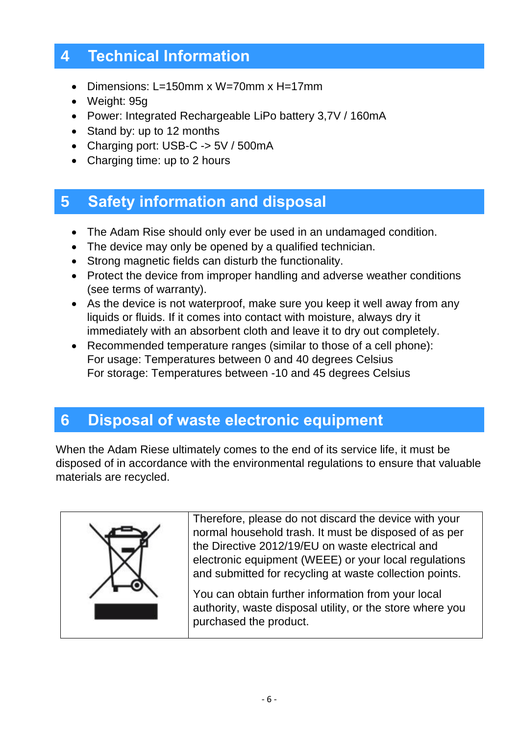# 4 Technical Information

- Dimensions: L=150mm x W=70mm x H=17mm
- Weight: 95g
- Power: Integrated Rechargeable LiPo battery 3,7V / 160mA
- Stand by: up to 12 months
- Charging port: USB-C -> 5V / 500mA
- Charging time: up to 2 hours

# 5 Safety information and disposal

- The Adam Rise should only ever be used in an undamaged condition.
- The device may only be opened by a qualified technician.
- Strong magnetic fields can disturb the functionality.
- Protect the device from improper handling and adverse weather conditions (see terms of warranty).
- As the device is not waterproof, make sure you keep it well away from any liquids or fluids. If it comes into contact with moisture, always dry it immediately with an absorbent cloth and leave it to dry out completely.
- Recommended temperature ranges (similar to those of a cell phone):
  For usage: Temperatures between 0 and 40 degrees Celsius
  For storage: Temperatures between -10 and 45 degrees Celsius

# 6 Disposal of waste electronic equipment

When the Adam Riese ultimately comes to the end of its service life, it must be disposed of in accordance with the environmental regulations to ensure that valuable materials are recycled.

Therefore, please do not discard the device with your normal household trash. It must be disposed of as per the Directive 2012/19/EU on waste electrical and electronic equipment (WEEE) or your local regulations and submitted for recycling at waste collection points.

You can obtain further information from your local authority, waste disposal utility, or the store where you purchased the product.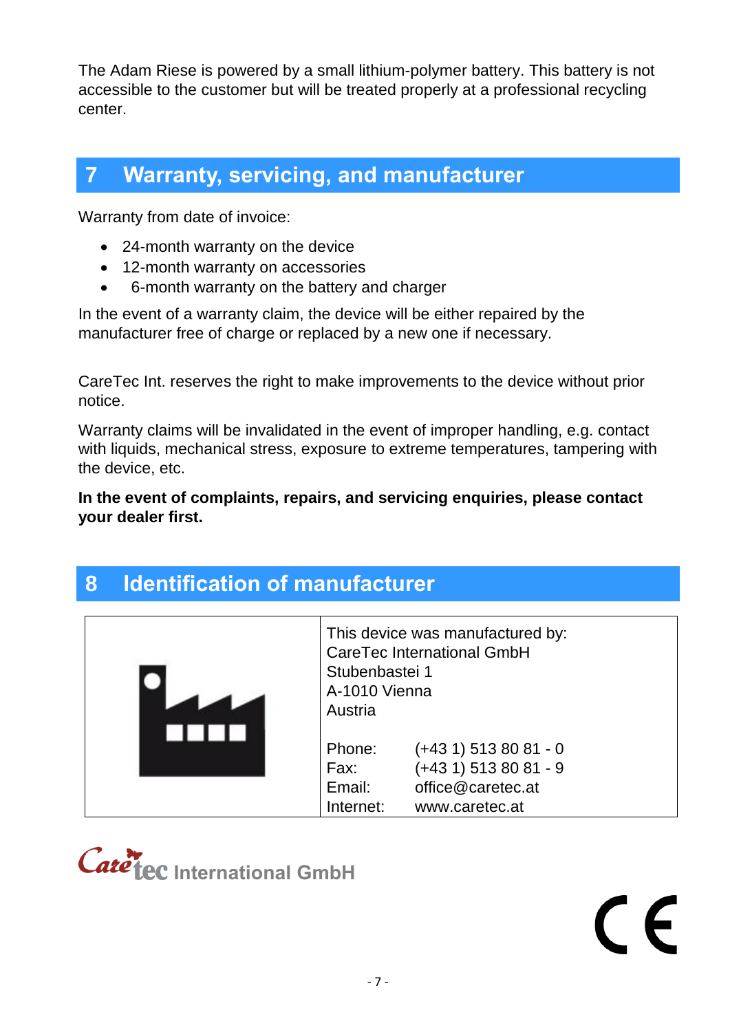The Adam Riese is powered by a small lithium-polymer battery. This battery is not accessible to the customer but will be treated properly at a professional recycling center.

## 7 Warranty, servicing, and manufacturer

Warranty from date of invoice:

- 24-month warranty on the device
- 12-month warranty on accessories
- 6-month warranty on the battery and charger

In the event of a warranty claim, the device will be either repaired by the manufacturer free of charge or replaced by a new one if necessary.

CareTec Int. reserves the right to make improvements to the device without prior notice.

Warranty claims will be invalidated in the event of improper handling, e.g. contact with liquids, mechanical stress, exposure to extreme temperatures, tampering with the device, etc.

**In the event of complaints, repairs, and servicing enquiries, please contact your dealer first.**

## 8 Identification of manufacturer

This device was manufactured by:
CareTec International GmbH
Stubenbastei 1
A-1010 Vienna
Austria

| | |
|---|---|
| Phone: | (+43 1) 513 80 81 - 0 |
| Fax: | (+43 1) 513 80 81 - 9 |
| Email: | office@caretec.at |
| Internet: | www.caretec.at |

CareTec International GmbH

CE